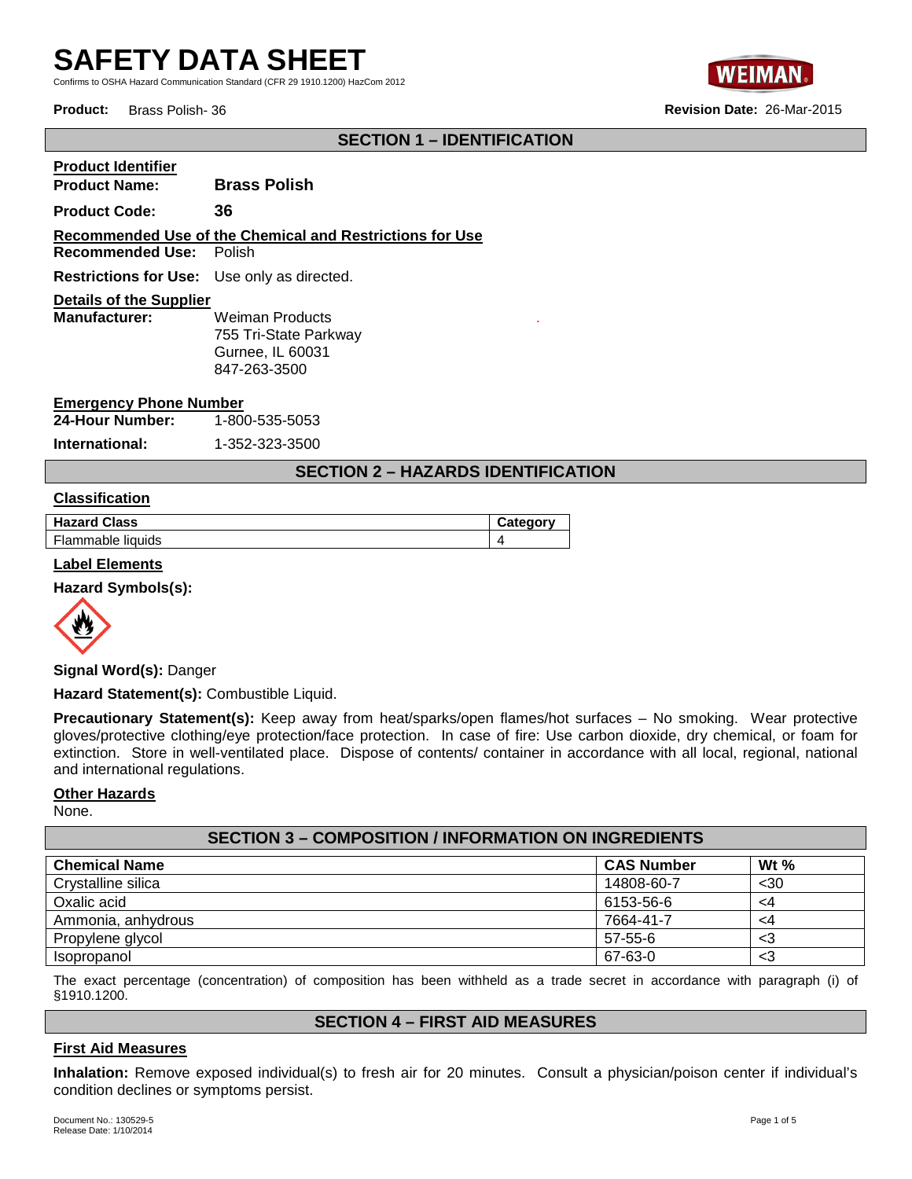# SAFETY DATA SHEET

Confirms to OSHA Hazard Communication Standard (CFR 29 1910.1200) HazCom 2012

**Product:** Brass Polish- 36 **Revision Date:** 26-Mar-2015

## SECTION 1 – IDENTIFICATION

**Product Identifier**

**Product Name:** **Brass Polish**

**Product Code:** **36**

**Recommended Use of the Chemical and Restrictions for Use**

**Recommended Use:** Polish

**Restrictions for Use:** Use only as directed.

**Details of the Supplier**

**Manufacturer:** Weiman Products
755 Tri-State Parkway
Gurnee, IL 60031
847-263-3500

**Emergency Phone Number**

**24-Hour Number:** 1-800-535-5053

**International:** 1-352-323-3500

## SECTION 2 – HAZARDS IDENTIFICATION

**Classification**

| Hazard Class | Category |
|---|---|
| Flammable liquids | 4 |

**Label Elements**

**Hazard Symbols(s):**

**Signal Word(s):** Danger

**Hazard Statement(s):** Combustible Liquid.

**Precautionary Statement(s):** Keep away from heat/sparks/open flames/hot surfaces – No smoking. Wear protective gloves/protective clothing/eye protection/face protection. In case of fire: Use carbon dioxide, dry chemical, or foam for extinction. Store in well-ventilated place. Dispose of contents/ container in accordance with all local, regional, national and international regulations.

**Other Hazards**

None.

## SECTION 3 – COMPOSITION / INFORMATION ON INGREDIENTS

| Chemical Name | CAS Number | Wt % |
|---|---|---|
| Crystalline silica | 14808-60-7 | <30 |
| Oxalic acid | 6153-56-6 | <4 |
| Ammonia, anhydrous | 7664-41-7 | <4 |
| Propylene glycol | 57-55-6 | <3 |
| Isopropanol | 67-63-0 | <3 |

The exact percentage (concentration) of composition has been withheld as a trade secret in accordance with paragraph (i) of §1910.1200.

## SECTION 4 – FIRST AID MEASURES

**First Aid Measures**

**Inhalation:** Remove exposed individual(s) to fresh air for 20 minutes. Consult a physician/poison center if individual's condition declines or symptoms persist.

Document No.: 130529-5
Release Date: 1/10/2014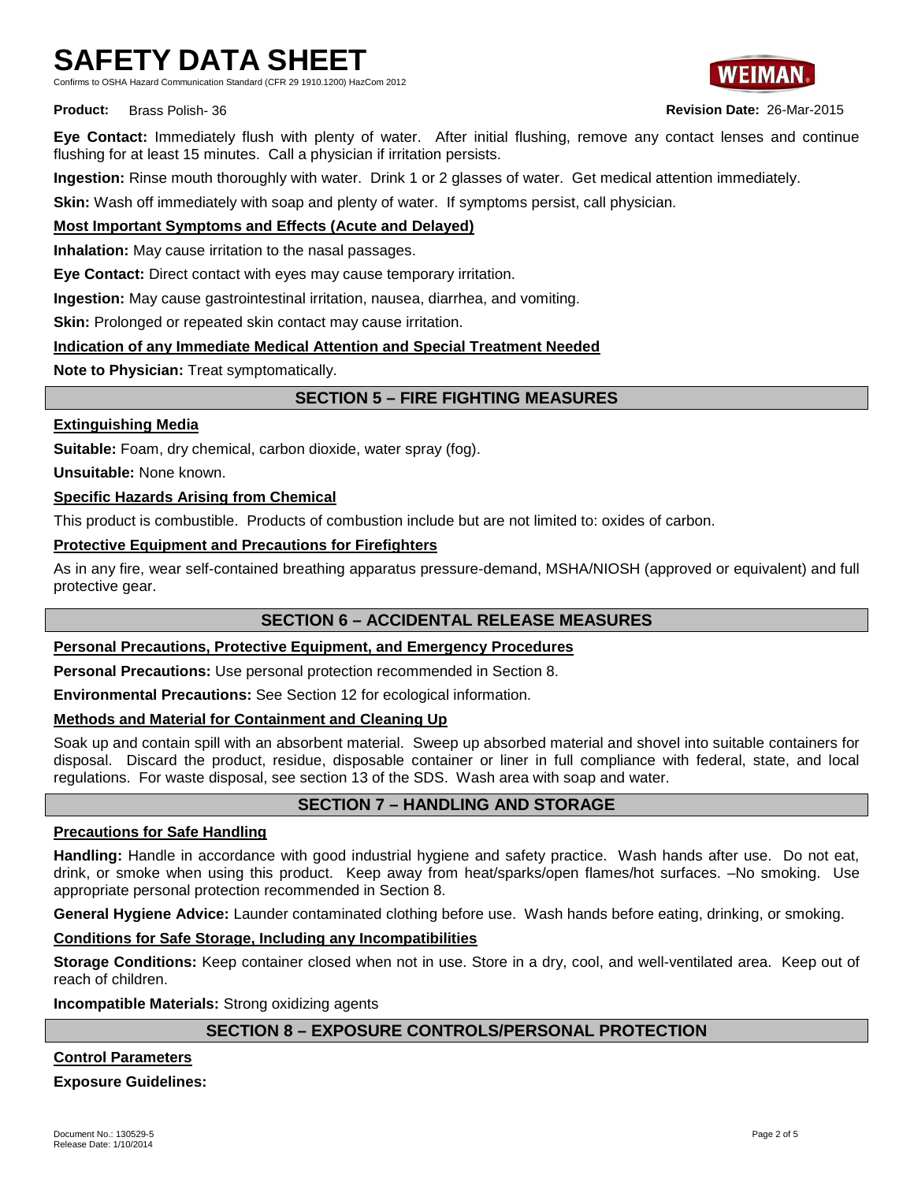**Eye Contact:** Immediately flush with plenty of water. After initial flushing, remove any contact lenses and continue flushing for at least 15 minutes. Call a physician if irritation persists.

**Ingestion:** Rinse mouth thoroughly with water. Drink 1 or 2 glasses of water. Get medical attention immediately.

**Skin:** Wash off immediately with soap and plenty of water. If symptoms persist, call physician.

**Most Important Symptoms and Effects (Acute and Delayed)**

**Inhalation:** May cause irritation to the nasal passages.

**Eye Contact:** Direct contact with eyes may cause temporary irritation.

**Ingestion:** May cause gastrointestinal irritation, nausea, diarrhea, and vomiting.

**Skin:** Prolonged or repeated skin contact may cause irritation.

**Indication of any Immediate Medical Attention and Special Treatment Needed**

**Note to Physician:** Treat symptomatically.

## SECTION 5 – FIRE FIGHTING MEASURES

**Extinguishing Media**

**Suitable:** Foam, dry chemical, carbon dioxide, water spray (fog).

**Unsuitable:** None known.

**Specific Hazards Arising from Chemical**

This product is combustible. Products of combustion include but are not limited to: oxides of carbon.

**Protective Equipment and Precautions for Firefighters**

As in any fire, wear self-contained breathing apparatus pressure-demand, MSHA/NIOSH (approved or equivalent) and full protective gear.

## SECTION 6 – ACCIDENTAL RELEASE MEASURES

**Personal Precautions, Protective Equipment, and Emergency Procedures**

**Personal Precautions:** Use personal protection recommended in Section 8.

**Environmental Precautions:** See Section 12 for ecological information.

**Methods and Material for Containment and Cleaning Up**

Soak up and contain spill with an absorbent material. Sweep up absorbed material and shovel into suitable containers for disposal. Discard the product, residue, disposable container or liner in full compliance with federal, state, and local regulations. For waste disposal, see section 13 of the SDS. Wash area with soap and water.

## SECTION 7 – HANDLING AND STORAGE

**Precautions for Safe Handling**

**Handling:** Handle in accordance with good industrial hygiene and safety practice. Wash hands after use. Do not eat, drink, or smoke when using this product. Keep away from heat/sparks/open flames/hot surfaces. –No smoking. Use appropriate personal protection recommended in Section 8.

**General Hygiene Advice:** Launder contaminated clothing before use. Wash hands before eating, drinking, or smoking.

**Conditions for Safe Storage, Including any Incompatibilities**

**Storage Conditions:** Keep container closed when not in use. Store in a dry, cool, and well-ventilated area. Keep out of reach of children.

**Incompatible Materials:** Strong oxidizing agents

## SECTION 8 – EXPOSURE CONTROLS/PERSONAL PROTECTION

**Control Parameters**

**Exposure Guidelines:**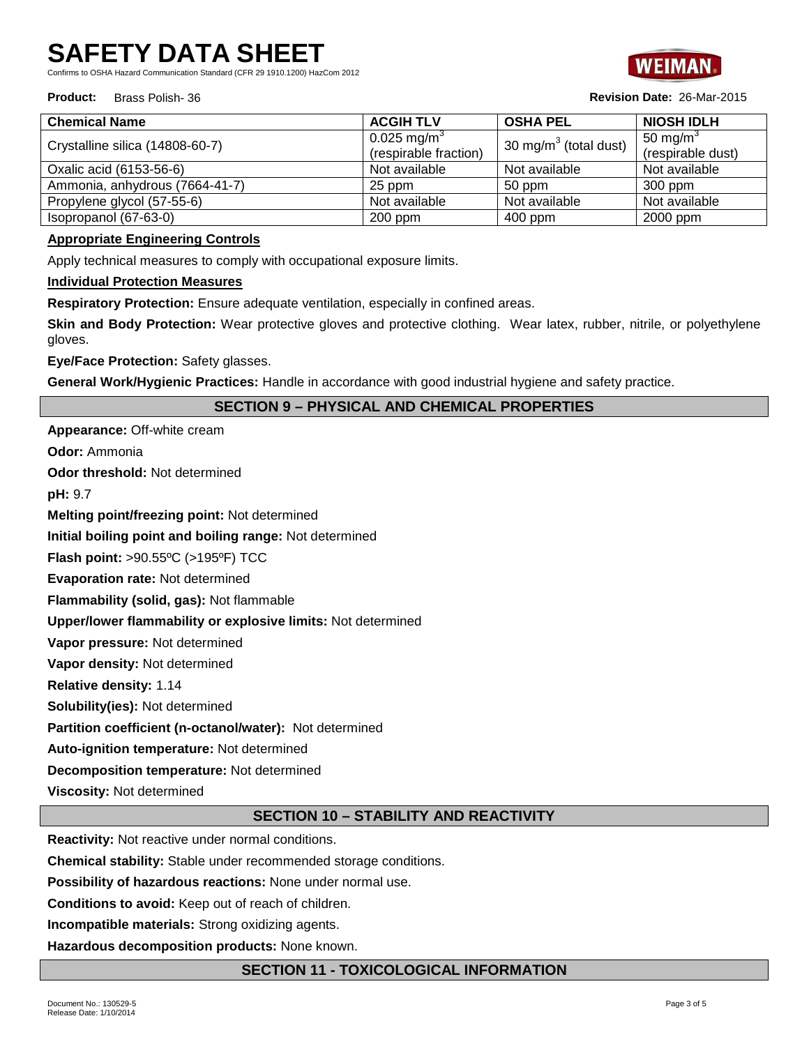| Chemical Name | ACGIH TLV | OSHA PEL | NIOSH IDLH |
| --- | --- | --- | --- |
| Crystalline silica (14808-60-7) | 0.025 $mg/m^3$ (respirable fraction) | 30 $mg/m^3$ (total dust) | 50 $mg/m^3$ (respirable dust) |
| Oxalic acid (6153-56-6) | Not available | Not available | Not available |
| Ammonia, anhydrous (7664-41-7) | 25 ppm | 50 ppm | 300 ppm |
| Propylene glycol (57-55-6) | Not available | Not available | Not available |
| Isopropanol (67-63-0) | 200 ppm | 400 ppm | 2000 ppm |

**Appropriate Engineering Controls**

Apply technical measures to comply with occupational exposure limits.

**Individual Protection Measures**

**Respiratory Protection:** Ensure adequate ventilation, especially in confined areas.

**Skin and Body Protection:** Wear protective gloves and protective clothing. Wear latex, rubber, nitrile, or polyethylene gloves.

**Eye/Face Protection:** Safety glasses.

**General Work/Hygienic Practices:** Handle in accordance with good industrial hygiene and safety practice.

## SECTION 9 – PHYSICAL AND CHEMICAL PROPERTIES

**Appearance:** Off-white cream

**Odor:** Ammonia

**Odor threshold:** Not determined

**pH:** 9.7

**Melting point/freezing point:** Not determined

**Initial boiling point and boiling range:** Not determined

**Flash point:** >90.55ºC (>195ºF) TCC

**Evaporation rate:** Not determined

**Flammability (solid, gas):** Not flammable

**Upper/lower flammability or explosive limits:** Not determined

**Vapor pressure:** Not determined

**Vapor density:** Not determined

**Relative density:** 1.14

**Solubility(ies):** Not determined

**Partition coefficient (n-octanol/water):** Not determined

**Auto-ignition temperature:** Not determined

**Decomposition temperature:** Not determined

**Viscosity:** Not determined

## SECTION 10 – STABILITY AND REACTIVITY

**Reactivity:** Not reactive under normal conditions.

**Chemical stability:** Stable under recommended storage conditions.

**Possibility of hazardous reactions:** None under normal use.

**Conditions to avoid:** Keep out of reach of children.

**Incompatible materials:** Strong oxidizing agents.

**Hazardous decomposition products:** None known.

## SECTION 11 - TOXICOLOGICAL INFORMATION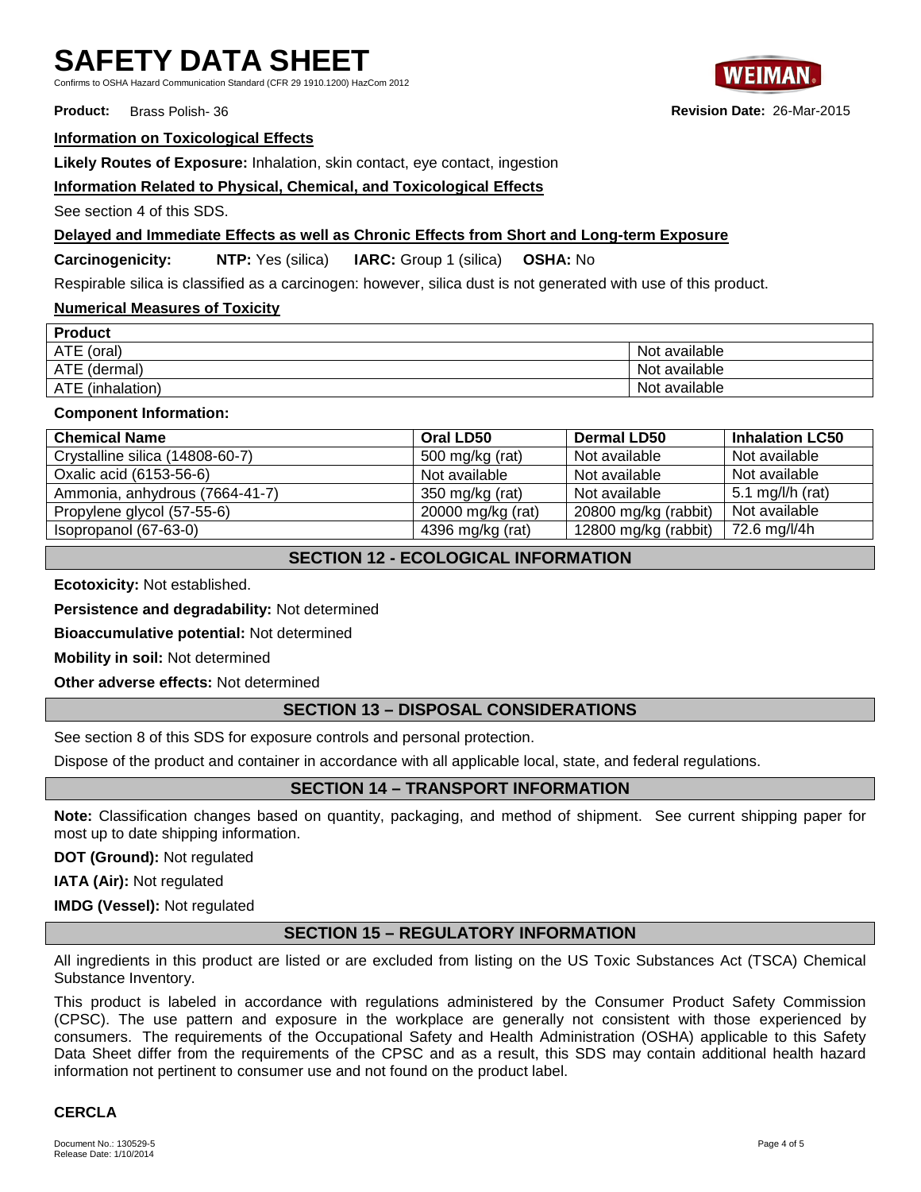**Information on Toxicological Effects**

**Likely Routes of Exposure:** Inhalation, skin contact, eye contact, ingestion

**Information Related to Physical, Chemical, and Toxicological Effects**

See section 4 of this SDS.

**Delayed and Immediate Effects as well as Chronic Effects from Short and Long-term Exposure**

**Carcinogenicity:** **NTP:** Yes (silica) **IARC:** Group 1 (silica) **OSHA:** No

Respirable silica is classified as a carcinogen: however, silica dust is not generated with use of this product.

**Numerical Measures of Toxicity**

| **Product** | |
|---|---|
| ATE (oral) | Not available |
| ATE (dermal) | Not available |
| ATE (inhalation) | Not available |

**Component Information:**

| Chemical Name | Oral LD50 | Dermal LD50 | Inhalation LC50 |
|---|---|---|---|
| Crystalline silica (14808-60-7) | 500 mg/kg (rat) | Not available | Not available |
| Oxalic acid (6153-56-6) | Not available | Not available | Not available |
| Ammonia, anhydrous (7664-41-7) | 350 mg/kg (rat) | Not available | 5.1 mg/l/h (rat) |
| Propylene glycol (57-55-6) | 20000 mg/kg (rat) | 20800 mg/kg (rabbit) | Not available |
| Isopropanol (67-63-0) | 4396 mg/kg (rat) | 12800 mg/kg (rabbit) | 72.6 mg/l/4h |

## SECTION 12 - ECOLOGICAL INFORMATION

**Ecotoxicity:** Not established.

**Persistence and degradability:** Not determined

**Bioaccumulative potential:** Not determined

**Mobility in soil:** Not determined

**Other adverse effects:** Not determined

## SECTION 13 – DISPOSAL CONSIDERATIONS

See section 8 of this SDS for exposure controls and personal protection.

Dispose of the product and container in accordance with all applicable local, state, and federal regulations.

## SECTION 14 – TRANSPORT INFORMATION

**Note:** Classification changes based on quantity, packaging, and method of shipment. See current shipping paper for most up to date shipping information.

**DOT (Ground):** Not regulated

**IATA (Air):** Not regulated

**IMDG (Vessel):** Not regulated

## SECTION 15 – REGULATORY INFORMATION

All ingredients in this product are listed or are excluded from listing on the US Toxic Substances Act (TSCA) Chemical Substance Inventory.

This product is labeled in accordance with regulations administered by the Consumer Product Safety Commission (CPSC). The use pattern and exposure in the workplace are generally not consistent with those experienced by consumers. The requirements of the Occupational Safety and Health Administration (OSHA) applicable to this Safety Data Sheet differ from the requirements of the CPSC and as a result, this SDS may contain additional health hazard information not pertinent to consumer use and not found on the product label.

**CERCLA**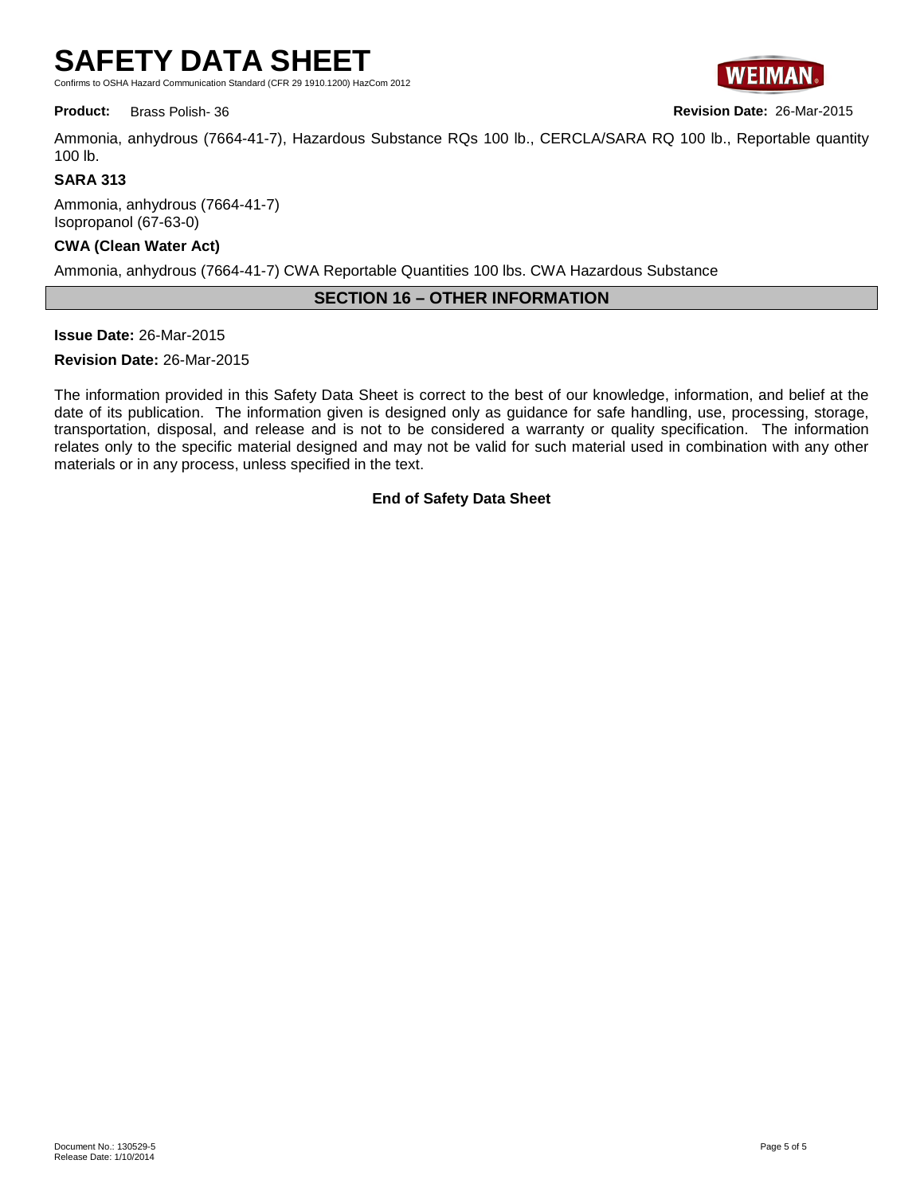Ammonia, anhydrous (7664-41-7), Hazardous Substance RQs 100 lb., CERCLA/SARA RQ 100 lb., Reportable quantity 100 lb.

**SARA 313**

Ammonia, anhydrous (7664-41-7)
Isopropanol (67-63-0)

**CWA (Clean Water Act)**

Ammonia, anhydrous (7664-41-7) CWA Reportable Quantities 100 lbs. CWA Hazardous Substance

## SECTION 16 – OTHER INFORMATION

**Issue Date:** 26-Mar-2015

**Revision Date:** 26-Mar-2015

The information provided in this Safety Data Sheet is correct to the best of our knowledge, information, and belief at the date of its publication. The information given is designed only as guidance for safe handling, use, processing, storage, transportation, disposal, and release and is not to be considered a warranty or quality specification. The information relates only to the specific material designed and may not be valid for such material used in combination with any other materials or in any process, unless specified in the text.

**End of Safety Data Sheet**